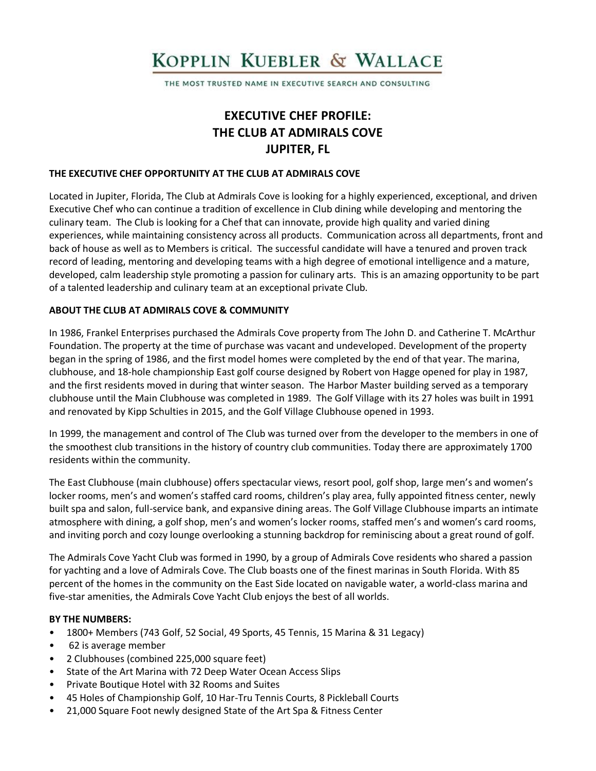# KOPPLIN KUEBLER & WALLACE

THE MOST TRUSTED NAME IN EXECUTIVE SEARCH AND CONSULTING

## EXECUTIVE CHEF PROFILE:
## THE CLUB AT ADMIRALS COVE
## JUPITER, FL

### THE EXECUTIVE CHEF OPPORTUNITY AT THE CLUB AT ADMIRALS COVE

Located in Jupiter, Florida, The Club at Admirals Cove is looking for a highly experienced, exceptional, and driven Executive Chef who can continue a tradition of excellence in Club dining while developing and mentoring the culinary team. The Club is looking for a Chef that can innovate, provide high quality and varied dining experiences, while maintaining consistency across all products. Communication across all departments, front and back of house as well as to Members is critical. The successful candidate will have a tenured and proven track record of leading, mentoring and developing teams with a high degree of emotional intelligence and a mature, developed, calm leadership style promoting a passion for culinary arts. This is an amazing opportunity to be part of a talented leadership and culinary team at an exceptional private Club.

### ABOUT THE CLUB AT ADMIRALS COVE & COMMUNITY

In 1986, Frankel Enterprises purchased the Admirals Cove property from The John D. and Catherine T. McArthur Foundation. The property at the time of purchase was vacant and undeveloped. Development of the property began in the spring of 1986, and the first model homes were completed by the end of that year. The marina, clubhouse, and 18-hole championship East golf course designed by Robert von Hagge opened for play in 1987, and the first residents moved in during that winter season. The Harbor Master building served as a temporary clubhouse until the Main Clubhouse was completed in 1989. The Golf Village with its 27 holes was built in 1991 and renovated by Kipp Schulties in 2015, and the Golf Village Clubhouse opened in 1993.

In 1999, the management and control of The Club was turned over from the developer to the members in one of the smoothest club transitions in the history of country club communities. Today there are approximately 1700 residents within the community.

The East Clubhouse (main clubhouse) offers spectacular views, resort pool, golf shop, large men's and women's locker rooms, men's and women's staffed card rooms, children's play area, fully appointed fitness center, newly built spa and salon, full-service bank, and expansive dining areas. The Golf Village Clubhouse imparts an intimate atmosphere with dining, a golf shop, men's and women's locker rooms, staffed men's and women's card rooms, and inviting porch and cozy lounge overlooking a stunning backdrop for reminiscing about a great round of golf.

The Admirals Cove Yacht Club was formed in 1990, by a group of Admirals Cove residents who shared a passion for yachting and a love of Admirals Cove. The Club boasts one of the finest marinas in South Florida. With 85 percent of the homes in the community on the East Side located on navigable water, a world-class marina and five-star amenities, the Admirals Cove Yacht Club enjoys the best of all worlds.

### BY THE NUMBERS:

- 1800+ Members (743 Golf, 52 Social, 49 Sports, 45 Tennis, 15 Marina & 31 Legacy)
- 62 is average member
- 2 Clubhouses (combined 225,000 square feet)
- State of the Art Marina with 72 Deep Water Ocean Access Slips
- Private Boutique Hotel with 32 Rooms and Suites
- 45 Holes of Championship Golf, 10 Har-Tru Tennis Courts, 8 Pickleball Courts
- 21,000 Square Foot newly designed State of the Art Spa & Fitness Center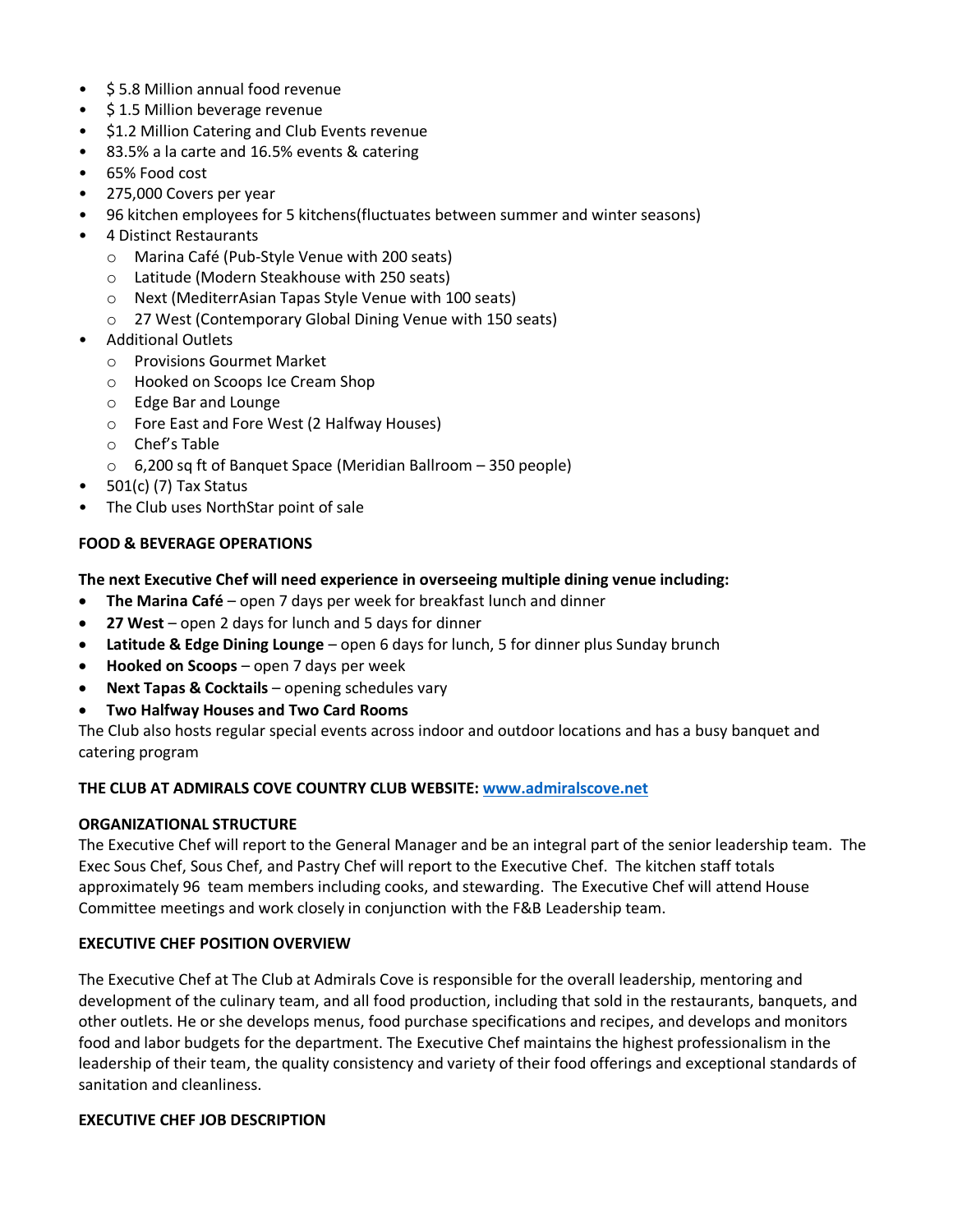- $ 5.8 Million annual food revenue
- $ 1.5 Million beverage revenue
- $1.2 Million Catering and Club Events revenue
- 83.5% a la carte and 16.5% events & catering
- 65% Food cost
- 275,000 Covers per year
- 96 kitchen employees for 5 kitchens(fluctuates between summer and winter seasons)
- 4 Distinct Restaurants
  - Marina Café (Pub-Style Venue with 200 seats)
  - Latitude (Modern Steakhouse with 250 seats)
  - Next (MediterrAsian Tapas Style Venue with 100 seats)
  - 27 West (Contemporary Global Dining Venue with 150 seats)
- Additional Outlets
  - Provisions Gourmet Market
  - Hooked on Scoops Ice Cream Shop
  - Edge Bar and Lounge
  - Fore East and Fore West (2 Halfway Houses)
  - Chef's Table
  - 6,200 sq ft of Banquet Space (Meridian Ballroom – 350 people)
- 501(c) (7) Tax Status
- The Club uses NorthStar point of sale

**FOOD & BEVERAGE OPERATIONS**

**The next Executive Chef will need experience in overseeing multiple dining venue including:**

- **The Marina Café** – open 7 days per week for breakfast lunch and dinner
- **27 West** – open 2 days for lunch and 5 days for dinner
- **Latitude & Edge Dining Lounge** – open 6 days for lunch, 5 for dinner plus Sunday brunch
- **Hooked on Scoops** – open 7 days per week
- **Next Tapas & Cocktails** – opening schedules vary
- **Two Halfway Houses and Two Card Rooms**

The Club also hosts regular special events across indoor and outdoor locations and has a busy banquet and catering program

**THE CLUB AT ADMIRALS COVE COUNTRY CLUB WEBSITE: [www.admiralscove.net](www.admiralscove.net)**

**ORGANIZATIONAL STRUCTURE**

The Executive Chef will report to the General Manager and be an integral part of the senior leadership team. The Exec Sous Chef, Sous Chef, and Pastry Chef will report to the Executive Chef. The kitchen staff totals approximately 96 team members including cooks, and stewarding. The Executive Chef will attend House Committee meetings and work closely in conjunction with the F&B Leadership team.

**EXECUTIVE CHEF POSITION OVERVIEW**

The Executive Chef at The Club at Admirals Cove is responsible for the overall leadership, mentoring and development of the culinary team, and all food production, including that sold in the restaurants, banquets, and other outlets. He or she develops menus, food purchase specifications and recipes, and develops and monitors food and labor budgets for the department. The Executive Chef maintains the highest professionalism in the leadership of their team, the quality consistency and variety of their food offerings and exceptional standards of sanitation and cleanliness.

**EXECUTIVE CHEF JOB DESCRIPTION**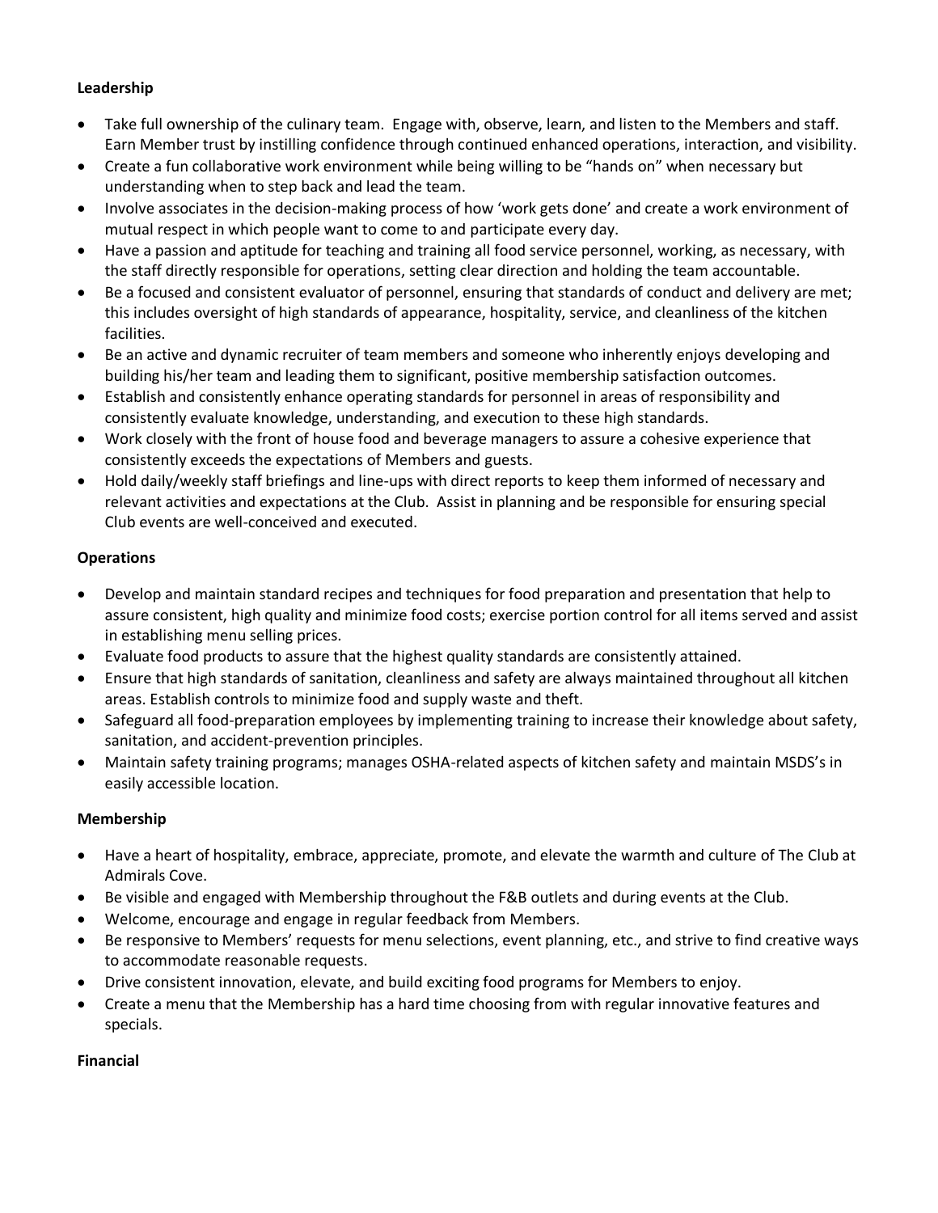**Leadership**

- Take full ownership of the culinary team. Engage with, observe, learn, and listen to the Members and staff. Earn Member trust by instilling confidence through continued enhanced operations, interaction, and visibility.
- Create a fun collaborative work environment while being willing to be "hands on" when necessary but understanding when to step back and lead the team.
- Involve associates in the decision-making process of how 'work gets done' and create a work environment of mutual respect in which people want to come to and participate every day.
- Have a passion and aptitude for teaching and training all food service personnel, working, as necessary, with the staff directly responsible for operations, setting clear direction and holding the team accountable.
- Be a focused and consistent evaluator of personnel, ensuring that standards of conduct and delivery are met; this includes oversight of high standards of appearance, hospitality, service, and cleanliness of the kitchen facilities.
- Be an active and dynamic recruiter of team members and someone who inherently enjoys developing and building his/her team and leading them to significant, positive membership satisfaction outcomes.
- Establish and consistently enhance operating standards for personnel in areas of responsibility and consistently evaluate knowledge, understanding, and execution to these high standards.
- Work closely with the front of house food and beverage managers to assure a cohesive experience that consistently exceeds the expectations of Members and guests.
- Hold daily/weekly staff briefings and line-ups with direct reports to keep them informed of necessary and relevant activities and expectations at the Club. Assist in planning and be responsible for ensuring special Club events are well-conceived and executed.

**Operations**

- Develop and maintain standard recipes and techniques for food preparation and presentation that help to assure consistent, high quality and minimize food costs; exercise portion control for all items served and assist in establishing menu selling prices.
- Evaluate food products to assure that the highest quality standards are consistently attained.
- Ensure that high standards of sanitation, cleanliness and safety are always maintained throughout all kitchen areas. Establish controls to minimize food and supply waste and theft.
- Safeguard all food-preparation employees by implementing training to increase their knowledge about safety, sanitation, and accident-prevention principles.
- Maintain safety training programs; manages OSHA-related aspects of kitchen safety and maintain MSDS's in easily accessible location.

**Membership**

- Have a heart of hospitality, embrace, appreciate, promote, and elevate the warmth and culture of The Club at Admirals Cove.
- Be visible and engaged with Membership throughout the F&B outlets and during events at the Club.
- Welcome, encourage and engage in regular feedback from Members.
- Be responsive to Members' requests for menu selections, event planning, etc., and strive to find creative ways to accommodate reasonable requests.
- Drive consistent innovation, elevate, and build exciting food programs for Members to enjoy.
- Create a menu that the Membership has a hard time choosing from with regular innovative features and specials.

**Financial**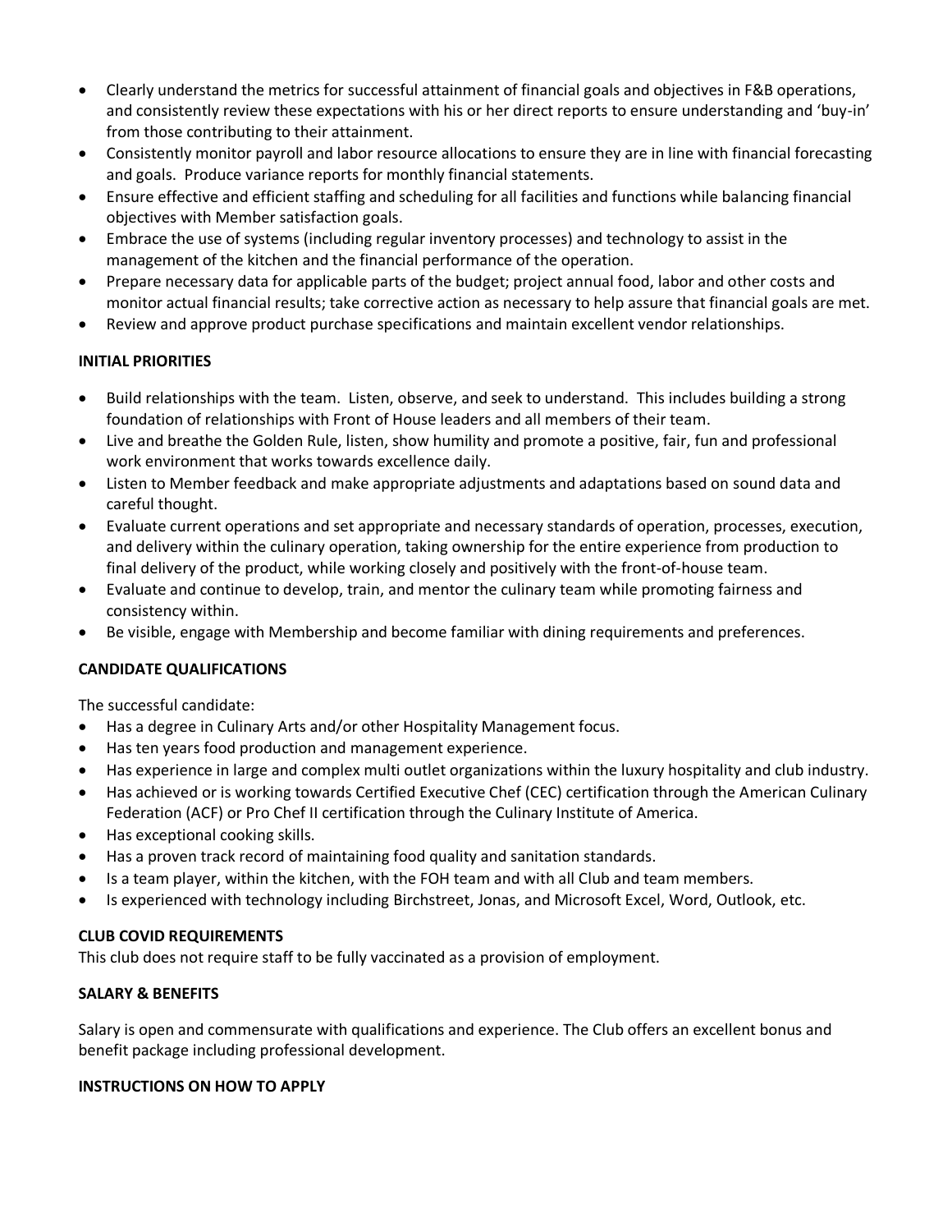- Clearly understand the metrics for successful attainment of financial goals and objectives in F&B operations, and consistently review these expectations with his or her direct reports to ensure understanding and 'buy-in' from those contributing to their attainment.
- Consistently monitor payroll and labor resource allocations to ensure they are in line with financial forecasting and goals. Produce variance reports for monthly financial statements.
- Ensure effective and efficient staffing and scheduling for all facilities and functions while balancing financial objectives with Member satisfaction goals.
- Embrace the use of systems (including regular inventory processes) and technology to assist in the management of the kitchen and the financial performance of the operation.
- Prepare necessary data for applicable parts of the budget; project annual food, labor and other costs and monitor actual financial results; take corrective action as necessary to help assure that financial goals are met.
- Review and approve product purchase specifications and maintain excellent vendor relationships.

**INITIAL PRIORITIES**

- Build relationships with the team. Listen, observe, and seek to understand. This includes building a strong foundation of relationships with Front of House leaders and all members of their team.
- Live and breathe the Golden Rule, listen, show humility and promote a positive, fair, fun and professional work environment that works towards excellence daily.
- Listen to Member feedback and make appropriate adjustments and adaptations based on sound data and careful thought.
- Evaluate current operations and set appropriate and necessary standards of operation, processes, execution, and delivery within the culinary operation, taking ownership for the entire experience from production to final delivery of the product, while working closely and positively with the front-of-house team.
- Evaluate and continue to develop, train, and mentor the culinary team while promoting fairness and consistency within.
- Be visible, engage with Membership and become familiar with dining requirements and preferences.

**CANDIDATE QUALIFICATIONS**

The successful candidate:

- Has a degree in Culinary Arts and/or other Hospitality Management focus.
- Has ten years food production and management experience.
- Has experience in large and complex multi outlet organizations within the luxury hospitality and club industry.
- Has achieved or is working towards Certified Executive Chef (CEC) certification through the American Culinary Federation (ACF) or Pro Chef II certification through the Culinary Institute of America.
- Has exceptional cooking skills.
- Has a proven track record of maintaining food quality and sanitation standards.
- Is a team player, within the kitchen, with the FOH team and with all Club and team members.
- Is experienced with technology including Birchstreet, Jonas, and Microsoft Excel, Word, Outlook, etc.

**CLUB COVID REQUIREMENTS**

This club does not require staff to be fully vaccinated as a provision of employment.

**SALARY & BENEFITS**

Salary is open and commensurate with qualifications and experience. The Club offers an excellent bonus and benefit package including professional development.

**INSTRUCTIONS ON HOW TO APPLY**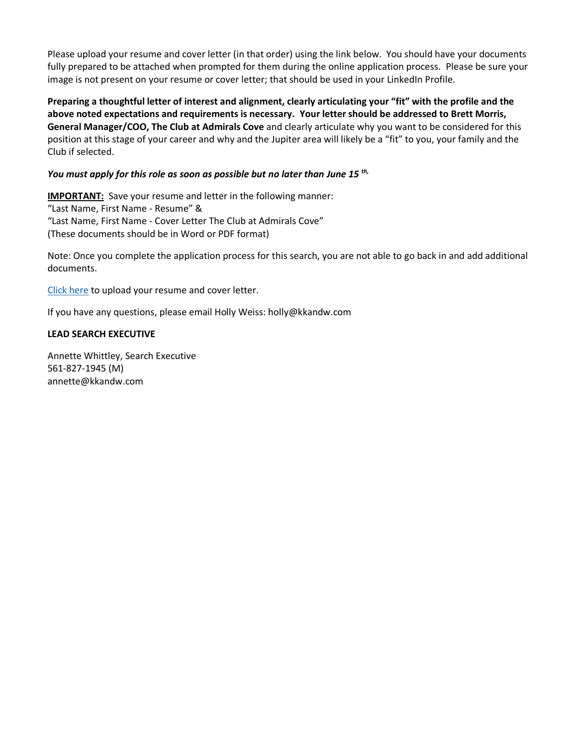Please upload your resume and cover letter (in that order) using the link below. You should have your documents fully prepared to be attached when prompted for them during the online application process. Please be sure your image is not present on your resume or cover letter; that should be used in your LinkedIn Profile.

**Preparing a thoughtful letter of interest and alignment, clearly articulating your "fit" with the profile and the above noted expectations and requirements is necessary. Your letter should be addressed to Brett Morris, General Manager/COO, The Club at Admirals Cove** and clearly articulate why you want to be considered for this position at this stage of your career and why and the Jupiter area will likely be a "fit" to you, your family and the Club if selected.

***You must apply for this role as soon as possible but no later than June 15 th,***

**IMPORTANT:** Save your resume and letter in the following manner:
"Last Name, First Name - Resume" &
"Last Name, First Name - Cover Letter The Club at Admirals Cove"
(These documents should be in Word or PDF format)

Note: Once you complete the application process for this search, you are not able to go back in and add additional documents.

Click here to upload your resume and cover letter.

If you have any questions, please email Holly Weiss: holly@kkandw.com

**LEAD SEARCH EXECUTIVE**

Annette Whittley, Search Executive
561-827-1945 (M)
annette@kkandw.com